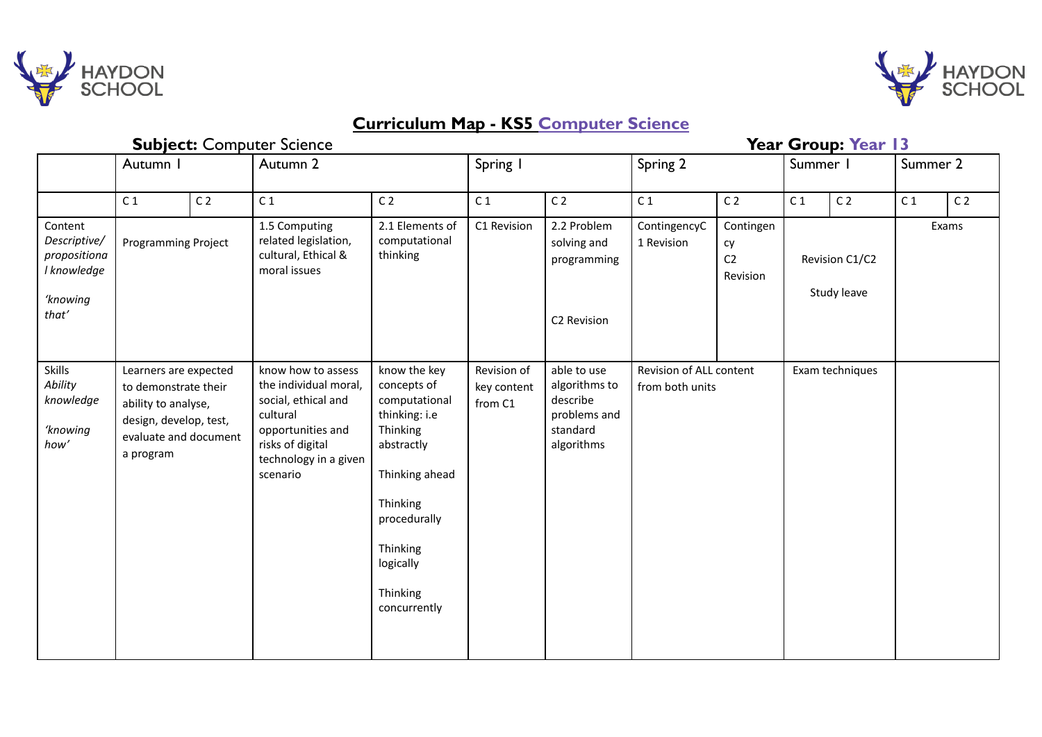# Curriculum Map - KS5 Computer Science

**Subject:** Computer Science

**Year Group:** Year 13

| | Autumn 1 | | Autumn 2 | | Spring 1 | | Spring 2 | | Summer 1 | | Summer 2 | |
|---|---|---|---|---|---|---|---|---|---|---|---|---|
| | C 1 | C 2 | C 1 | C 2 | C 1 | C 2 | C 1 | C 2 | C 1 | C 2 | C 1 | C 2 |
| Content *Descriptive/ propositional knowledge* *'knowing that'* | Programming Project | | 1.5 Computing related legislation, cultural, Ethical & moral issues | 2.1 Elements of computational thinking | C1 Revision | 2.2 Problem solving and programming<br><br>C2 Revision | ContingencyC 1 Revision | Contingency C2 Revision | Revision C1/C2<br><br>Study leave | | Exams | |
| Skills *Ability knowledge* *'knowing how'* | Learners are expected to demonstrate their ability to analyse, design, develop, test, evaluate and document a program | | know how to assess the individual moral, social, ethical and cultural opportunities and risks of digital technology in a given scenario | know the key concepts of computational thinking: i.e Thinking abstractly<br><br>Thinking ahead<br><br>Thinking procedurally<br><br>Thinking logically<br><br>Thinking concurrently | Revision of key content from C1 | able to use algorithms to describe problems and standard algorithms | Revision of ALL content from both units | | Exam techniques | | | |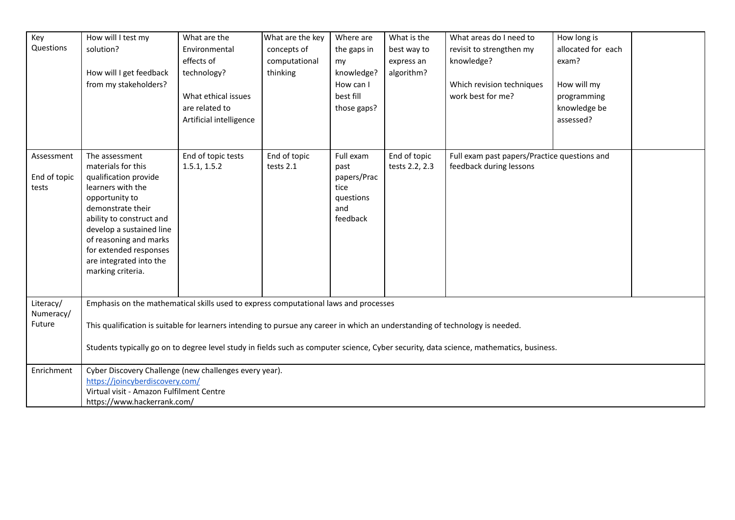| | | | | | | | | |
|---|---|---|---|---|---|---|---|---|
| Key Questions | How will I test my solution?<br><br>How will I get feedback from my stakeholders? | What are the Environmental effects of technology?<br><br>What ethical issues are related to Artificial intelligence | What are the key concepts of computational thinking | Where are the gaps in my knowledge? How can I best fill those gaps? | What is the best way to express an algorithm? | What areas do I need to revisit to strengthen my knowledge?<br><br>Which revision techniques work best for me? | How long is allocated for each exam?<br><br>How will my programming knowledge be assessed? | |
| Assessment<br><br>End of topic tests | The assessment materials for this qualification provide learners with the opportunity to demonstrate their ability to construct and develop a sustained line of reasoning and marks for extended responses are integrated into the marking criteria. | End of topic tests 1.5.1, 1.5.2 | End of topic tests 2.1 | Full exam past papers/Practice questions and feedback | End of topic tests 2.2, 2.3 | Full exam past papers/Practice questions and feedback during lessons | | |
| Literacy/ Numeracy/ Future | Emphasis on the mathematical skills used to express computational laws and processes<br><br>This qualification is suitable for learners intending to pursue any career in which an understanding of technology is needed.<br><br>Students typically go on to degree level study in fields such as computer science, Cyber security, data science, mathematics, business. | | | | | | | |
| Enrichment | Cyber Discovery Challenge (new challenges every year).<br>https://joincyberdiscovery.com/<br>Virtual visit - Amazon Fulfilment Centre<br>https://www.hackerrank.com/ | | | | | | | |